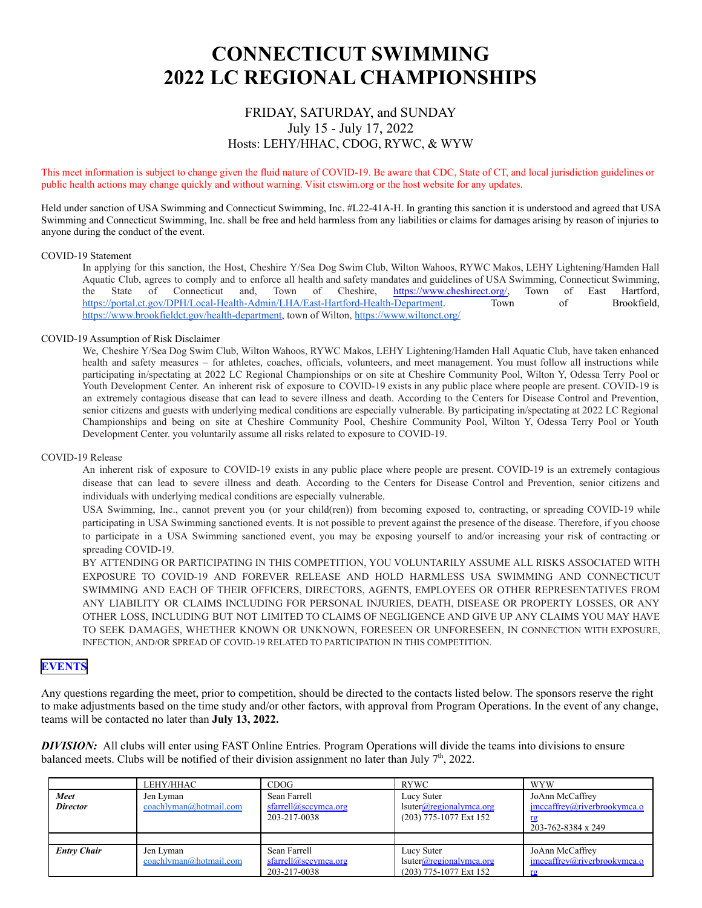# CONNECTICUT SWIMMING
# 2022 LC REGIONAL CHAMPIONSHIPS

FRIDAY, SATURDAY, and SUNDAY
July 15 - July 17, 2022
Hosts: LEHY/HHAC, CDOG, RYWC, & WYW

This meet information is subject to change given the fluid nature of COVID-19. Be aware that CDC, State of CT, and local jurisdiction guidelines or public health actions may change quickly and without warning. Visit ctswim.org or the host website for any updates.

Held under sanction of USA Swimming and Connecticut Swimming, Inc. #L22-41A-H. In granting this sanction it is understood and agreed that USA Swimming and Connecticut Swimming, Inc. shall be free and held harmless from any liabilities or claims for damages arising by reason of injuries to anyone during the conduct of the event.

COVID-19 Statement

In applying for this sanction, the Host, Cheshire Y/Sea Dog Swim Club, Wilton Wahoos, RYWC Makos, LEHY Lightening/Hamden Hall Aquatic Club, agrees to comply and to enforce all health and safety mandates and guidelines of USA Swimming, Connecticut Swimming, the State of Connecticut and, Town of Cheshire, https://www.cheshirect.org/, Town of East Hartford, https://portal.ct.gov/DPH/Local-Health-Admin/LHA/East-Hartford-Health-Department. Town of Brookfield, https://www.brookfieldct.gov/health-department, town of Wilton, https://www.wiltonct.org/

COVID-19 Assumption of Risk Disclaimer

We, Cheshire Y/Sea Dog Swim Club, Wilton Wahoos, RYWC Makos, LEHY Lightening/Hamden Hall Aquatic Club, have taken enhanced health and safety measures – for athletes, coaches, officials, volunteers, and meet management. You must follow all instructions while participating in/spectating at 2022 LC Regional Championships or on site at Cheshire Community Pool, Wilton Y, Odessa Terry Pool or Youth Development Center. An inherent risk of exposure to COVID-19 exists in any public place where people are present. COVID-19 is an extremely contagious disease that can lead to severe illness and death. According to the Centers for Disease Control and Prevention, senior citizens and guests with underlying medical conditions are especially vulnerable. By participating in/spectating at 2022 LC Regional Championships and being on site at Cheshire Community Pool, Cheshire Community Pool, Wilton Y, Odessa Terry Pool or Youth Development Center. you voluntarily assume all risks related to exposure to COVID-19.

COVID-19 Release

An inherent risk of exposure to COVID-19 exists in any public place where people are present. COVID-19 is an extremely contagious disease that can lead to severe illness and death. According to the Centers for Disease Control and Prevention, senior citizens and individuals with underlying medical conditions are especially vulnerable.

USA Swimming, Inc., cannot prevent you (or your child(ren)) from becoming exposed to, contracting, or spreading COVID-19 while participating in USA Swimming sanctioned events. It is not possible to prevent against the presence of the disease. Therefore, if you choose to participate in a USA Swimming sanctioned event, you may be exposing yourself to and/or increasing your risk of contracting or spreading COVID-19.

BY ATTENDING OR PARTICIPATING IN THIS COMPETITION, YOU VOLUNTARILY ASSUME ALL RISKS ASSOCIATED WITH EXPOSURE TO COVID-19 AND FOREVER RELEASE AND HOLD HARMLESS USA SWIMMING AND CONNECTICUT SWIMMING AND EACH OF THEIR OFFICERS, DIRECTORS, AGENTS, EMPLOYEES OR OTHER REPRESENTATIVES FROM ANY LIABILITY OR CLAIMS INCLUDING FOR PERSONAL INJURIES, DEATH, DISEASE OR PROPERTY LOSSES, OR ANY OTHER LOSS, INCLUDING BUT NOT LIMITED TO CLAIMS OF NEGLIGENCE AND GIVE UP ANY CLAIMS YOU MAY HAVE TO SEEK DAMAGES, WHETHER KNOWN OR UNKNOWN, FORESEEN OR UNFORESEEN, IN CONNECTION WITH EXPOSURE, INFECTION, AND/OR SPREAD OF COVID-19 RELATED TO PARTICIPATION IN THIS COMPETITION.

**EVENTS**

Any questions regarding the meet, prior to competition, should be directed to the contacts listed below. The sponsors reserve the right to make adjustments based on the time study and/or other factors, with approval from Program Operations. In the event of any change, teams will be contacted no later than **July 13, 2022.**

***DIVISION:*** All clubs will enter using FAST Online Entries. Program Operations will divide the teams into divisions to ensure balanced meets. Clubs will be notified of their division assignment no later than July 7th, 2022.

| | LEHY/HHAC | CDOG | RYWC | WYW |
|---|---|---|---|---|
| ***Meet Director*** | Jen Lyman<br>coachlyman@hotmail.com | Sean Farrell<br>sfarrell@sccymca.org<br>203-217-0038 | Lucy Suter<br>lsuter@regionalymca.org<br>(203) 775-1077 Ext 152 | JoAnn McCaffrey<br>jmccaffrey@riverbrookymca.org<br>203-762-8384 x 249 |
| ***Entry Chair*** | Jen Lyman<br>coachlyman@hotmail.com | Sean Farrell<br>sfarrell@sccymca.org<br>203-217-0038 | Lucy Suter<br>lsuter@regionalymca.org<br>(203) 775-1077 Ext 152 | JoAnn McCaffrey<br>jmccaffrey@riverbrookymca.org |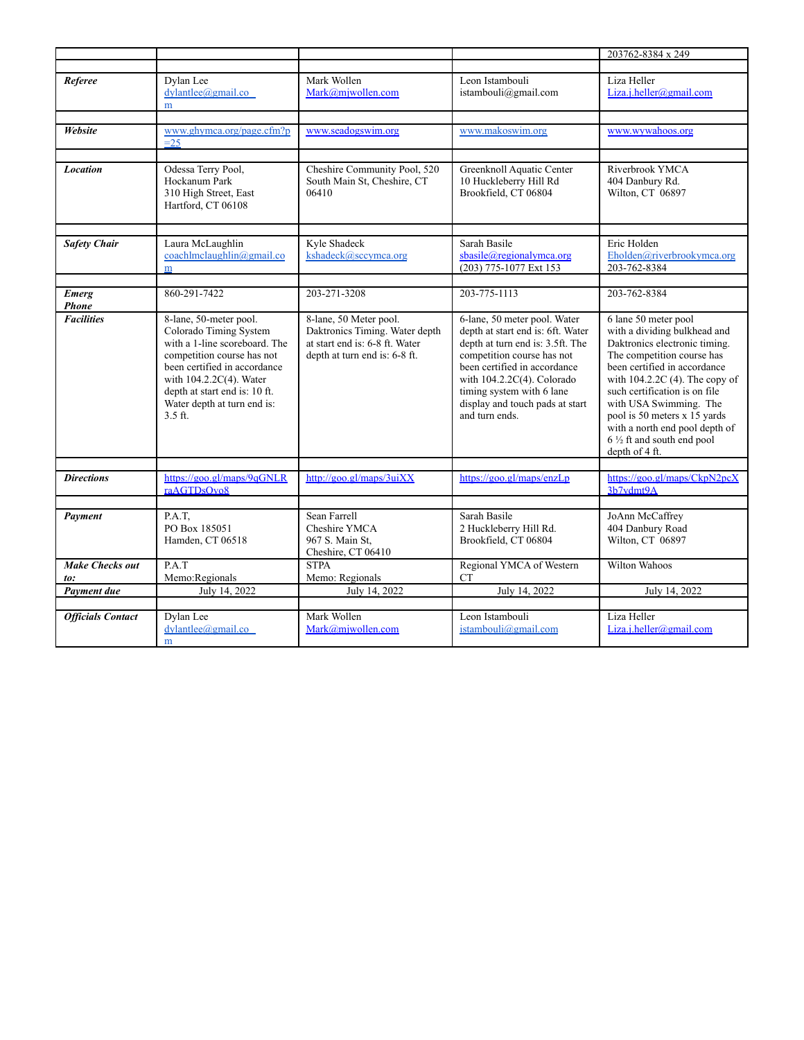| | | | | |
|---|---|---|---|---|
| | | | | 203762-8384 x 249 |
| | | | | |
| ***Referee*** | Dylan Lee dylantlee@gmail.com | Mark Wollen Mark@mjwollen.com | Leon Istambouli istambouli@gmail.com | Liza Heller Liza.j.heller@gmail.com |
| | | | | |
| ***Website*** | www.ghymca.org/page.cfm?p=25 | www.seadogswim.org | www.makoswim.org | www.wywahoos.org |
| | | | | |
| ***Location*** | Odessa Terry Pool, Hockanum Park 310 High Street, East Hartford, CT 06108 | Cheshire Community Pool, 520 South Main St, Cheshire, CT 06410 | Greenknoll Aquatic Center 10 Huckleberry Hill Rd Brookfield, CT 06804 | Riverbrook YMCA 404 Danbury Rd. Wilton, CT 06897 |
| | | | | |
| ***Safety Chair*** | Laura McLaughlin coachlmclaughlin@gmail.com | Kyle Shadeck kshadeck@sccymca.org | Sarah Basile sbasile@regionalymca.org (203) 775-1077 Ext 153 | Eric Holden Eholden@riverbrookymca.org 203-762-8384 |
| | | | | |
| ***Emerg Phone*** | 860-291-7422 | 203-271-3208 | 203-775-1113 | 203-762-8384 |
| ***Facilities*** | 8-lane, 50-meter pool. Colorado Timing System with a 1-line scoreboard. The competition course has not been certified in accordance with 104.2.2C(4). Water depth at start end is: 10 ft. Water depth at turn end is: 3.5 ft. | 8-lane, 50 Meter pool. Daktronics Timing. Water depth at start end is: 6-8 ft. Water depth at turn end is: 6-8 ft. | 6-lane, 50 meter pool. Water depth at start end is: 6ft. Water depth at turn end is: 3.5ft. The competition course has not been certified in accordance with 104.2.2C(4). Colorado timing system with 6 lane display and touch pads at start and turn ends. | 6 lane 50 meter pool with a dividing bulkhead and Daktronics electronic timing. The competition course has been certified in accordance with 104.2.2C (4). The copy of such certification is on file with USA Swimming. The pool is 50 meters x 15 yards with a north end pool depth of 6 ½ ft and south end pool depth of 4 ft. |
| | | | | |
| ***Directions*** | https://goo.gl/maps/9qGNLRraAGTDsOvo8 | http://goo.gl/maps/3uiXX | https://goo.gl/maps/enzLp | https://goo.gl/maps/CkpN2pcX3b7vdmt9A |
| | | | | |
| ***Payment*** | P.A.T, PO Box 185051 Hamden, CT 06518 | Sean Farrell Cheshire YMCA 967 S. Main St, Cheshire, CT 06410 | Sarah Basile 2 Huckleberry Hill Rd. Brookfield, CT 06804 | JoAnn McCaffrey 404 Danbury Road Wilton, CT 06897 |
| ***Make Checks out to:*** | P.A.T Memo:Regionals | STPA Memo: Regionals | Regional YMCA of Western CT | Wilton Wahoos |
| ***Payment due*** | July 14, 2022 | July 14, 2022 | July 14, 2022 | July 14, 2022 |
| | | | | |
| ***Officials Contact*** | Dylan Lee dylantlee@gmail.com | Mark Wollen Mark@mjwollen.com | Leon Istambouli istambouli@gmail.com | Liza Heller Liza.j.heller@gmail.com |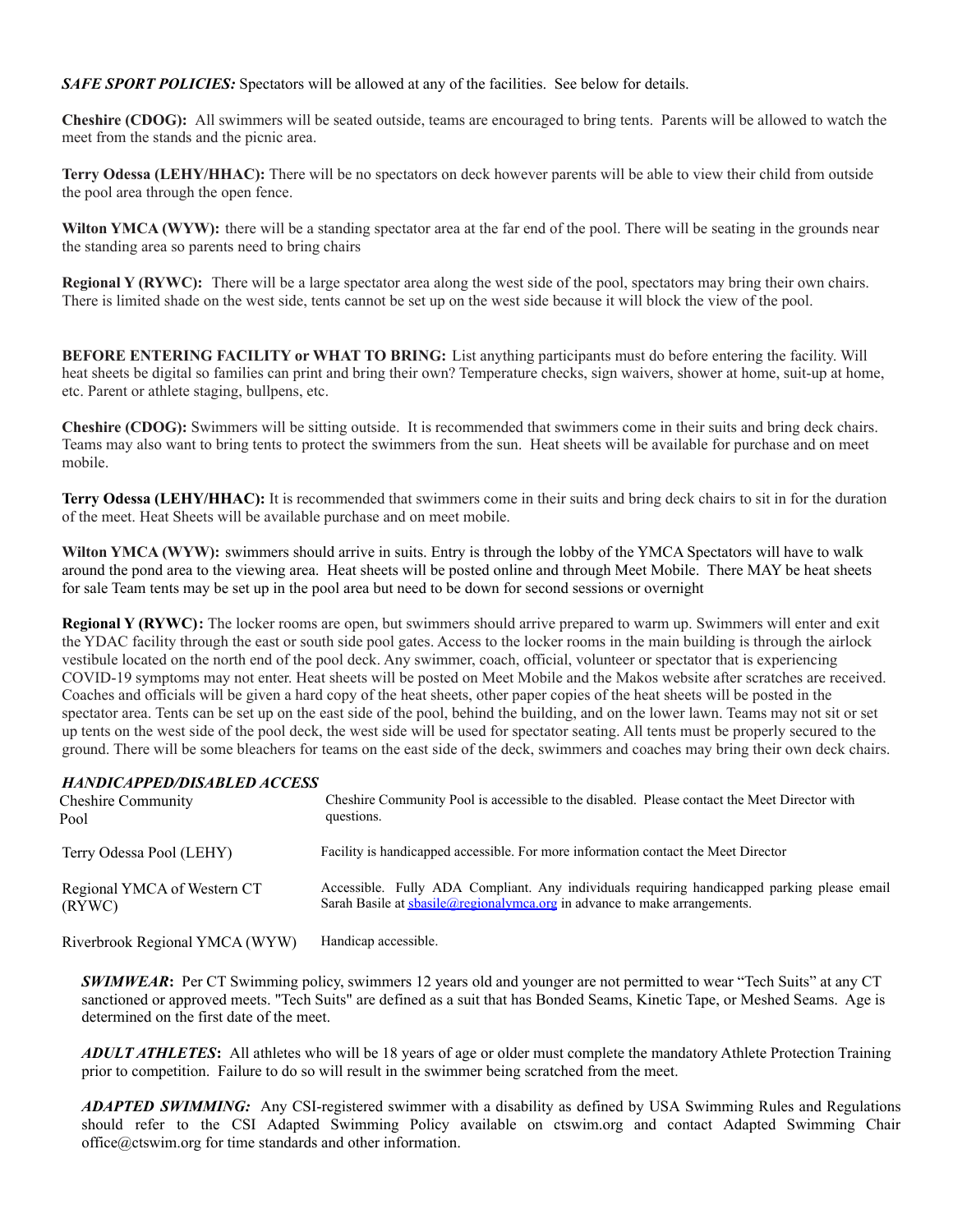***SAFE SPORT POLICIES:*** Spectators will be allowed at any of the facilities. See below for details.

**Cheshire (CDOG):** All swimmers will be seated outside, teams are encouraged to bring tents. Parents will be allowed to watch the meet from the stands and the picnic area.

**Terry Odessa (LEHY/HHAC):** There will be no spectators on deck however parents will be able to view their child from outside the pool area through the open fence.

**Wilton YMCA (WYW):** there will be a standing spectator area at the far end of the pool. There will be seating in the grounds near the standing area so parents need to bring chairs

**Regional Y (RYWC):** There will be a large spectator area along the west side of the pool, spectators may bring their own chairs. There is limited shade on the west side, tents cannot be set up on the west side because it will block the view of the pool.

**BEFORE ENTERING FACILITY or WHAT TO BRING:** List anything participants must do before entering the facility. Will heat sheets be digital so families can print and bring their own? Temperature checks, sign waivers, shower at home, suit-up at home, etc. Parent or athlete staging, bullpens, etc.

**Cheshire (CDOG):** Swimmers will be sitting outside. It is recommended that swimmers come in their suits and bring deck chairs. Teams may also want to bring tents to protect the swimmers from the sun. Heat sheets will be available for purchase and on meet mobile.

**Terry Odessa (LEHY/HHAC):** It is recommended that swimmers come in their suits and bring deck chairs to sit in for the duration of the meet. Heat Sheets will be available purchase and on meet mobile.

**Wilton YMCA (WYW):** swimmers should arrive in suits. Entry is through the lobby of the YMCA Spectators will have to walk around the pond area to the viewing area. Heat sheets will be posted online and through Meet Mobile. There MAY be heat sheets for sale Team tents may be set up in the pool area but need to be down for second sessions or overnight

**Regional Y (RYWC):** The locker rooms are open, but swimmers should arrive prepared to warm up. Swimmers will enter and exit the YDAC facility through the east or south side pool gates. Access to the locker rooms in the main building is through the airlock vestibule located on the north end of the pool deck. Any swimmer, coach, official, volunteer or spectator that is experiencing COVID-19 symptoms may not enter. Heat sheets will be posted on Meet Mobile and the Makos website after scratches are received. Coaches and officials will be given a hard copy of the heat sheets, other paper copies of the heat sheets will be posted in the spectator area. Tents can be set up on the east side of the pool, behind the building, and on the lower lawn. Teams may not sit or set up tents on the west side of the pool deck, the west side will be used for spectator seating. All tents must be properly secured to the ground. There will be some bleachers for teams on the east side of the deck, swimmers and coaches may bring their own deck chairs.

***HANDICAPPED/DISABLED ACCESS***

| | |
|---|---|
| Cheshire Community Pool | Cheshire Community Pool is accessible to the disabled. Please contact the Meet Director with questions. |
| Terry Odessa Pool (LEHY) | Facility is handicapped accessible. For more information contact the Meet Director |
| Regional YMCA of Western CT (RYWC) | Accessible. Fully ADA Compliant. Any individuals requiring handicapped parking please email Sarah Basile at sbasile@regionalymca.org in advance to make arrangements. |
| Riverbrook Regional YMCA (WYW) | Handicap accessible. |

***SWIMWEAR*:** Per CT Swimming policy, swimmers 12 years old and younger are not permitted to wear "Tech Suits" at any CT sanctioned or approved meets. "Tech Suits" are defined as a suit that has Bonded Seams, Kinetic Tape, or Meshed Seams. Age is determined on the first date of the meet.

***ADULT ATHLETES*:** All athletes who will be 18 years of age or older must complete the mandatory Athlete Protection Training prior to competition. Failure to do so will result in the swimmer being scratched from the meet.

***ADAPTED SWIMMING:*** Any CSI-registered swimmer with a disability as defined by USA Swimming Rules and Regulations should refer to the CSI Adapted Swimming Policy available on ctswim.org and contact Adapted Swimming Chair office@ctswim.org for time standards and other information.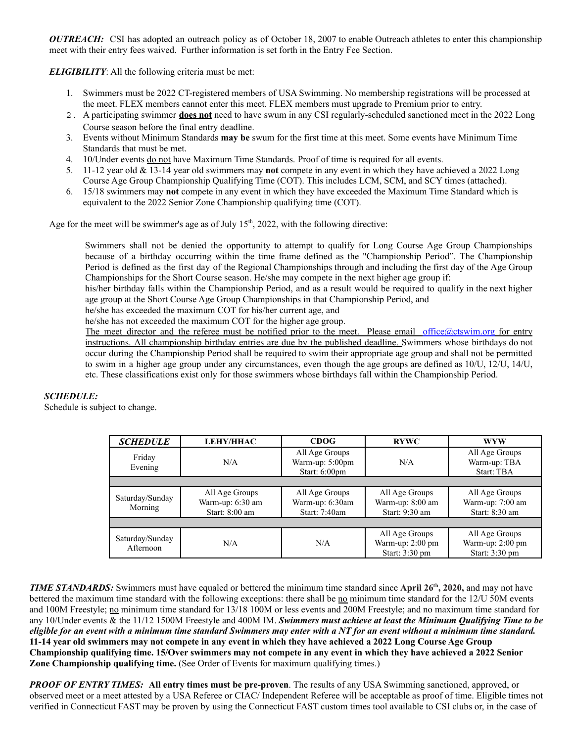***OUTREACH:*** CSI has adopted an outreach policy as of October 18, 2007 to enable Outreach athletes to enter this championship meet with their entry fees waived. Further information is set forth in the Entry Fee Section.

***ELIGIBILITY***: All the following criteria must be met:

1. Swimmers must be 2022 CT-registered members of USA Swimming. No membership registrations will be processed at the meet. FLEX members cannot enter this meet. FLEX members must upgrade to Premium prior to entry.
2. A participating swimmer **does not** need to have swum in any CSI regularly-scheduled sanctioned meet in the 2022 Long Course season before the final entry deadline.
3. Events without Minimum Standards **may be** swum for the first time at this meet. Some events have Minimum Time Standards that must be met.
4. 10/Under events do not have Maximum Time Standards. Proof of time is required for all events.
5. 11-12 year old & 13-14 year old swimmers may **not** compete in any event in which they have achieved a 2022 Long Course Age Group Championship Qualifying Time (COT). This includes LCM, SCM, and SCY times (attached).
6. 15/18 swimmers may **not** compete in any event in which they have exceeded the Maximum Time Standard which is equivalent to the 2022 Senior Zone Championship qualifying time (COT).

Age for the meet will be swimmer's age as of July 15th, 2022, with the following directive:

> Swimmers shall not be denied the opportunity to attempt to qualify for Long Course Age Group Championships because of a birthday occurring within the time frame defined as the "Championship Period". The Championship Period is defined as the first day of the Regional Championships through and including the first day of the Age Group Championships for the Short Course season. He/she may compete in the next higher age group if:
> his/her birthday falls within the Championship Period, and as a result would be required to qualify in the next higher age group at the Short Course Age Group Championships in that Championship Period, and
> he/she has exceeded the maximum COT for his/her current age, and
> he/she has not exceeded the maximum COT for the higher age group.
> The meet director and the referee must be notified prior to the meet. Please email office@ctswim.org for entry instructions. All championship birthday entries are due by the published deadline. Swimmers whose birthdays do not occur during the Championship Period shall be required to swim their appropriate age group and shall not be permitted to swim in a higher age group under any circumstances, even though the age groups are defined as 10/U, 12/U, 14/U, etc. These classifications exist only for those swimmers whose birthdays fall within the Championship Period.

***SCHEDULE:***
Schedule is subject to change.

| ***SCHEDULE*** | **LEHY/HHAC** | **CDOG** | **RYWC** | **WYW** |
|---|---|---|---|---|
| Friday Evening | N/A | All Age Groups<br>Warm-up: 5:00pm<br>Start: 6:00pm | N/A | All Age Groups<br>Warm-up: TBA<br>Start: TBA |
| Saturday/Sunday Morning | All Age Groups<br>Warm-up: 6:30 am<br>Start: 8:00 am | All Age Groups<br>Warm-up: 6:30am<br>Start: 7:40am | All Age Groups<br>Warm-up: 8:00 am<br>Start: 9:30 am | All Age Groups<br>Warm-up: 7:00 am<br>Start: 8:30 am |
| Saturday/Sunday Afternoon | N/A | N/A | All Age Groups<br>Warm-up: 2:00 pm<br>Start: 3:30 pm | All Age Groups<br>Warm-up: 2:00 pm<br>Start: 3:30 pm |

***TIME STANDARDS:*** Swimmers must have equaled or bettered the minimum time standard since **April 26th, 2020,** and may not have bettered the maximum time standard with the following exceptions: there shall be no minimum time standard for the 12/U 50M events and 100M Freestyle; no minimum time standard for 13/18 100M or less events and 200M Freestyle; and no maximum time standard for any 10/Under events & the 11/12 1500M Freestyle and 400M IM. ***Swimmers must achieve at least the Minimum Qualifying Time to be eligible for an event with a minimum time standard Swimmers may enter with a NT for an event without a minimum time standard.*** **11-14 year old swimmers may not compete in any event in which they have achieved a 2022 Long Course Age Group Championship qualifying time. 15/Over swimmers may not compete in any event in which they have achieved a 2022 Senior Zone Championship qualifying time.** (See Order of Events for maximum qualifying times.)

***PROOF OF ENTRY TIMES:*** **All entry times must be pre-proven**. The results of any USA Swimming sanctioned, approved, or observed meet or a meet attested by a USA Referee or CIAC/ Independent Referee will be acceptable as proof of time. Eligible times not verified in Connecticut FAST may be proven by using the Connecticut FAST custom times tool available to CSI clubs or, in the case of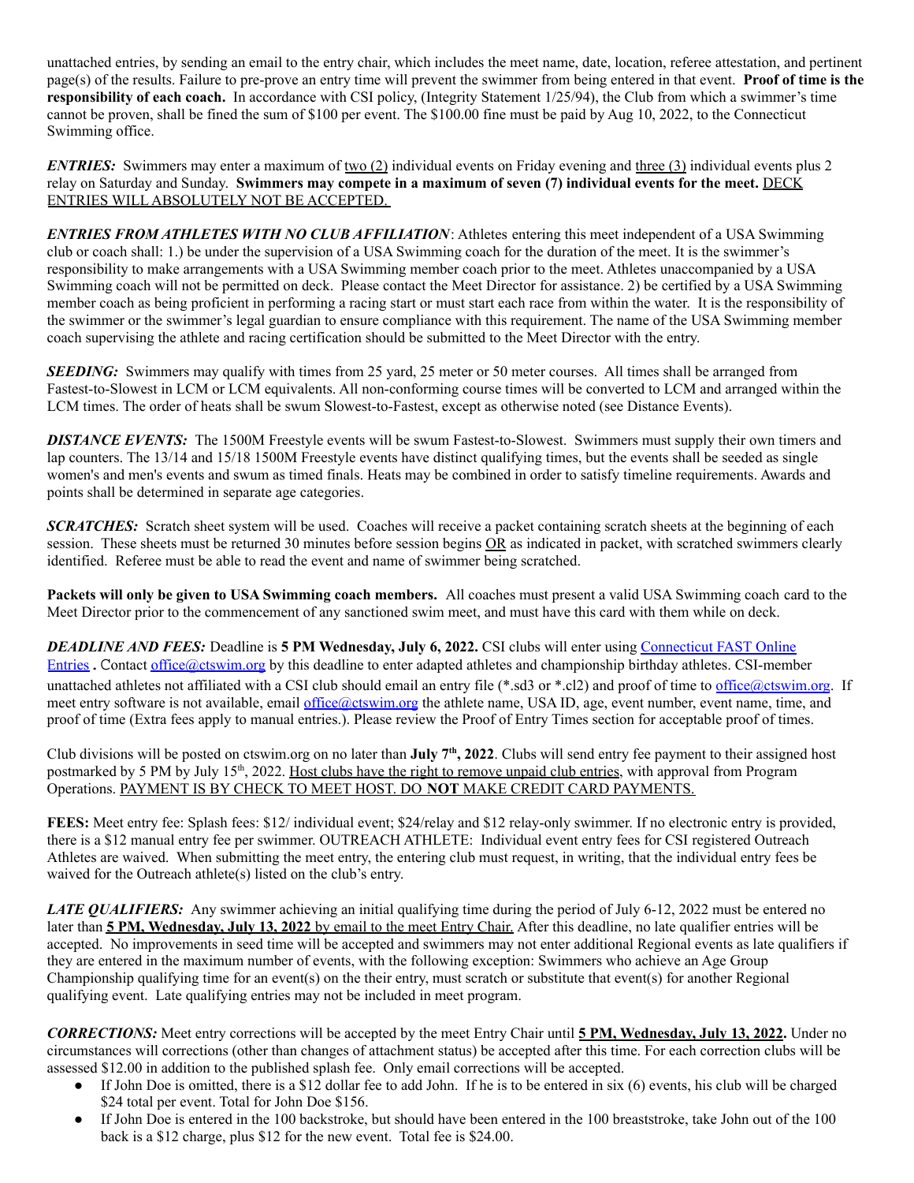unattached entries, by sending an email to the entry chair, which includes the meet name, date, location, referee attestation, and pertinent page(s) of the results. Failure to pre-prove an entry time will prevent the swimmer from being entered in that event. **Proof of time is the responsibility of each coach.** In accordance with CSI policy, (Integrity Statement 1/25/94), the Club from which a swimmer's time cannot be proven, shall be fined the sum of $100 per event. The $100.00 fine must be paid by Aug 10, 2022, to the Connecticut Swimming office.

***ENTRIES:*** Swimmers may enter a maximum of two (2) individual events on Friday evening and three (3) individual events plus 2 relay on Saturday and Sunday. **Swimmers may compete in a maximum of seven (7) individual events for the meet.** DECK ENTRIES WILL ABSOLUTELY NOT BE ACCEPTED.

***ENTRIES FROM ATHLETES WITH NO CLUB AFFILIATION***: Athletes entering this meet independent of a USA Swimming club or coach shall: 1.) be under the supervision of a USA Swimming coach for the duration of the meet. It is the swimmer's responsibility to make arrangements with a USA Swimming member coach prior to the meet. Athletes unaccompanied by a USA Swimming coach will not be permitted on deck. Please contact the Meet Director for assistance. 2) be certified by a USA Swimming member coach as being proficient in performing a racing start or must start each race from within the water. It is the responsibility of the swimmer or the swimmer's legal guardian to ensure compliance with this requirement. The name of the USA Swimming member coach supervising the athlete and racing certification should be submitted to the Meet Director with the entry.

***SEEDING:*** Swimmers may qualify with times from 25 yard, 25 meter or 50 meter courses. All times shall be arranged from Fastest-to-Slowest in LCM or LCM equivalents. All non-conforming course times will be converted to LCM and arranged within the LCM times. The order of heats shall be swum Slowest-to-Fastest, except as otherwise noted (see Distance Events).

***DISTANCE EVENTS:*** The 1500M Freestyle events will be swum Fastest-to-Slowest. Swimmers must supply their own timers and lap counters. The 13/14 and 15/18 1500M Freestyle events have distinct qualifying times, but the events shall be seeded as single women's and men's events and swum as timed finals. Heats may be combined in order to satisfy timeline requirements. Awards and points shall be determined in separate age categories.

***SCRATCHES:*** Scratch sheet system will be used. Coaches will receive a packet containing scratch sheets at the beginning of each session. These sheets must be returned 30 minutes before session begins OR as indicated in packet, with scratched swimmers clearly identified. Referee must be able to read the event and name of swimmer being scratched.

**Packets will only be given to USA Swimming coach members.** All coaches must present a valid USA Swimming coach card to the Meet Director prior to the commencement of any sanctioned swim meet, and must have this card with them while on deck.

***DEADLINE AND FEES:*** Deadline is **5 PM Wednesday, July 6, 2022.** CSI clubs will enter using Connecticut FAST Online Entries **.** Contact office@ctswim.org by this deadline to enter adapted athletes and championship birthday athletes. CSI-member unattached athletes not affiliated with a CSI club should email an entry file (*.sd3 or *.cl2) and proof of time to office@ctswim.org. If meet entry software is not available, email office@ctswim.org the athlete name, USA ID, age, event number, event name, time, and proof of time (Extra fees apply to manual entries.). Please review the Proof of Entry Times section for acceptable proof of times.

Club divisions will be posted on ctswim.org on no later than **July 7th, 2022**. Clubs will send entry fee payment to their assigned host postmarked by 5 PM by July 15th, 2022. Host clubs have the right to remove unpaid club entries, with approval from Program Operations. PAYMENT IS BY CHECK TO MEET HOST. DO **NOT** MAKE CREDIT CARD PAYMENTS.

**FEES:** Meet entry fee: Splash fees: $12/ individual event; $24/relay and $12 relay-only swimmer. If no electronic entry is provided, there is a $12 manual entry fee per swimmer. OUTREACH ATHLETE: Individual event entry fees for CSI registered Outreach Athletes are waived. When submitting the meet entry, the entering club must request, in writing, that the individual entry fees be waived for the Outreach athlete(s) listed on the club's entry.

***LATE QUALIFIERS:*** Any swimmer achieving an initial qualifying time during the period of July 6-12, 2022 must be entered no later than **5 PM, Wednesday, July 13, 2022** by email to the meet Entry Chair. After this deadline, no late qualifier entries will be accepted. No improvements in seed time will be accepted and swimmers may not enter additional Regional events as late qualifiers if they are entered in the maximum number of events, with the following exception: Swimmers who achieve an Age Group Championship qualifying time for an event(s) on the their entry, must scratch or substitute that event(s) for another Regional qualifying event. Late qualifying entries may not be included in meet program.

***CORRECTIONS:*** Meet entry corrections will be accepted by the meet Entry Chair until **5 PM, Wednesday, July 13, 2022.** Under no circumstances will corrections (other than changes of attachment status) be accepted after this time. For each correction clubs will be assessed $12.00 in addition to the published splash fee. Only email corrections will be accepted.

- If John Doe is omitted, there is a $12 dollar fee to add John. If he is to be entered in six (6) events, his club will be charged $24 total per event. Total for John Doe $156.
- If John Doe is entered in the 100 backstroke, but should have been entered in the 100 breaststroke, take John out of the 100 back is a $12 charge, plus $12 for the new event. Total fee is $24.00.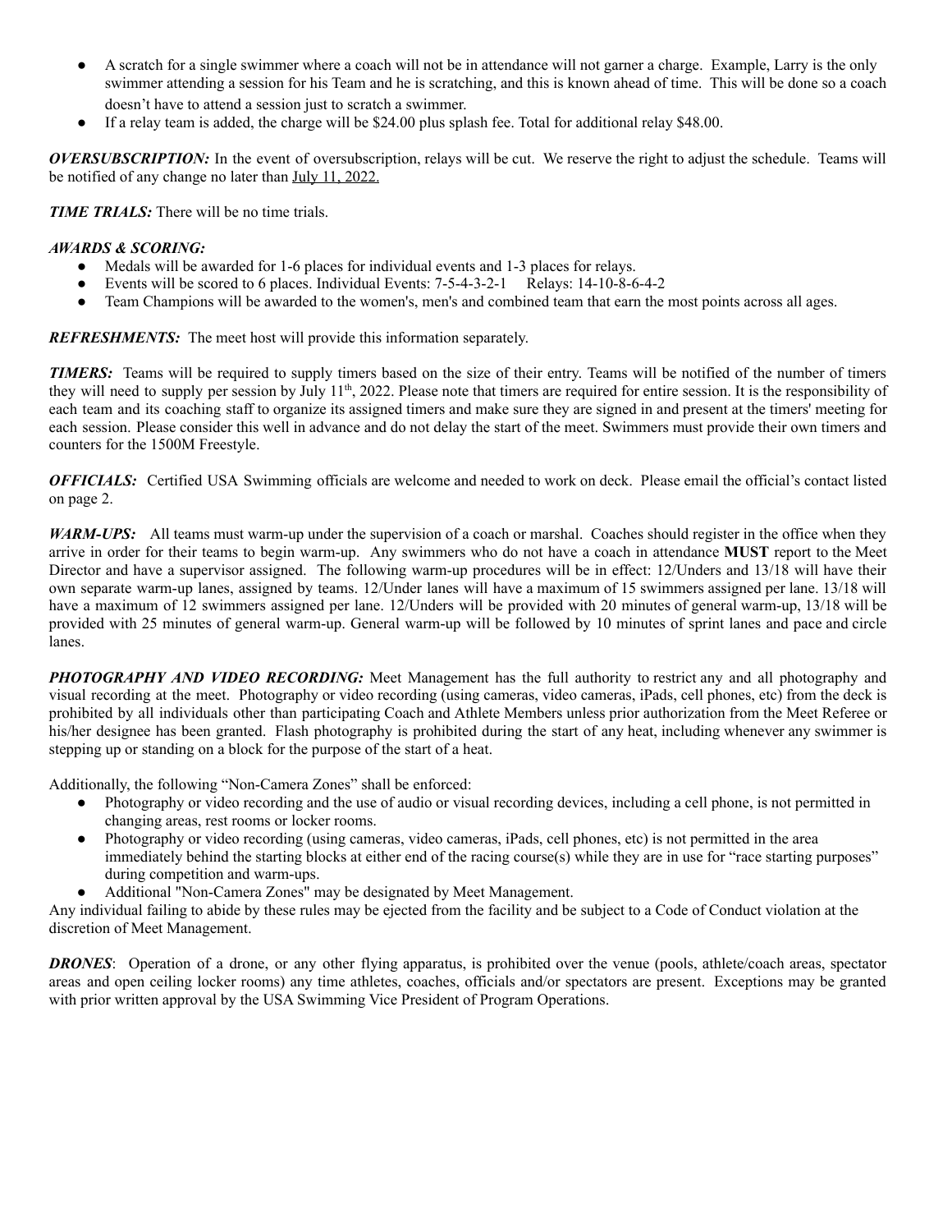- A scratch for a single swimmer where a coach will not be in attendance will not garner a charge. Example, Larry is the only swimmer attending a session for his Team and he is scratching, and this is known ahead of time. This will be done so a coach doesn't have to attend a session just to scratch a swimmer.
- If a relay team is added, the charge will be $24.00 plus splash fee. Total for additional relay $48.00.

***OVERSUBSCRIPTION:*** In the event of oversubscription, relays will be cut. We reserve the right to adjust the schedule. Teams will be notified of any change no later than July 11, 2022.

***TIME TRIALS:*** There will be no time trials.

***AWARDS & SCORING:***

- Medals will be awarded for 1-6 places for individual events and 1-3 places for relays.
- Events will be scored to 6 places. Individual Events: 7-5-4-3-2-1 Relays: 14-10-8-6-4-2
- Team Champions will be awarded to the women's, men's and combined team that earn the most points across all ages.

***REFRESHMENTS:*** The meet host will provide this information separately.

***TIMERS:*** Teams will be required to supply timers based on the size of their entry. Teams will be notified of the number of timers they will need to supply per session by July 11th, 2022. Please note that timers are required for entire session. It is the responsibility of each team and its coaching staff to organize its assigned timers and make sure they are signed in and present at the timers' meeting for each session. Please consider this well in advance and do not delay the start of the meet. Swimmers must provide their own timers and counters for the 1500M Freestyle.

***OFFICIALS:*** Certified USA Swimming officials are welcome and needed to work on deck. Please email the official's contact listed on page 2.

***WARM-UPS:*** All teams must warm-up under the supervision of a coach or marshal. Coaches should register in the office when they arrive in order for their teams to begin warm-up. Any swimmers who do not have a coach in attendance **MUST** report to the Meet Director and have a supervisor assigned. The following warm-up procedures will be in effect: 12/Unders and 13/18 will have their own separate warm-up lanes, assigned by teams. 12/Under lanes will have a maximum of 15 swimmers assigned per lane. 13/18 will have a maximum of 12 swimmers assigned per lane. 12/Unders will be provided with 20 minutes of general warm-up, 13/18 will be provided with 25 minutes of general warm-up. General warm-up will be followed by 10 minutes of sprint lanes and pace and circle lanes.

***PHOTOGRAPHY AND VIDEO RECORDING:*** Meet Management has the full authority to restrict any and all photography and visual recording at the meet. Photography or video recording (using cameras, video cameras, iPads, cell phones, etc) from the deck is prohibited by all individuals other than participating Coach and Athlete Members unless prior authorization from the Meet Referee or his/her designee has been granted. Flash photography is prohibited during the start of any heat, including whenever any swimmer is stepping up or standing on a block for the purpose of the start of a heat.

Additionally, the following "Non-Camera Zones" shall be enforced:

- Photography or video recording and the use of audio or visual recording devices, including a cell phone, is not permitted in changing areas, rest rooms or locker rooms.
- Photography or video recording (using cameras, video cameras, iPads, cell phones, etc) is not permitted in the area immediately behind the starting blocks at either end of the racing course(s) while they are in use for "race starting purposes" during competition and warm-ups.
- Additional "Non-Camera Zones" may be designated by Meet Management.

Any individual failing to abide by these rules may be ejected from the facility and be subject to a Code of Conduct violation at the discretion of Meet Management.

***DRONES***: Operation of a drone, or any other flying apparatus, is prohibited over the venue (pools, athlete/coach areas, spectator areas and open ceiling locker rooms) any time athletes, coaches, officials and/or spectators are present. Exceptions may be granted with prior written approval by the USA Swimming Vice President of Program Operations.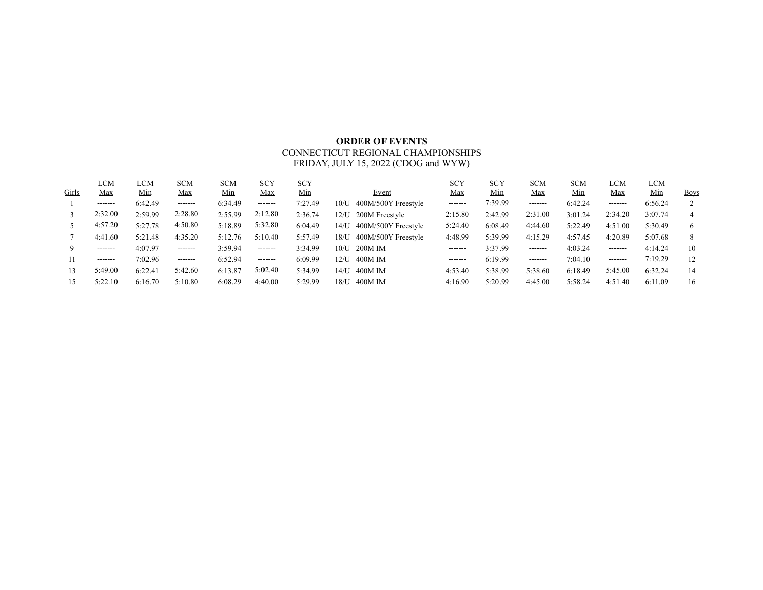**ORDER OF EVENTS**

CONNECTICUT REGIONAL CHAMPIONSHIPS

FRIDAY, JULY 15, 2022 (CDOG and WYW)

| Girls | LCM Max | LCM Min | SCM Max | SCM Min | SCY Max | SCY Min | | Event | SCY Max | SCY Min | SCM Max | SCM Min | LCM Max | LCM Min | Boys |
|---|---|---|---|---|---|---|---|---|---|---|---|---|---|---|---|
| 1 | ------- | 6:42.49 | ------- | 6:34.49 | ------- | 7:27.49 | 10/U | 400M/500Y Freestyle | ------- | 7:39.99 | ------- | 6:42.24 | ------- | 6:56.24 | 2 |
| 3 | 2:32.00 | 2:59.99 | 2:28.80 | 2:55.99 | 2:12.80 | 2:36.74 | 12/U | 200M Freestyle | 2:15.80 | 2:42.99 | 2:31.00 | 3:01.24 | 2:34.20 | 3:07.74 | 4 |
| 5 | 4:57.20 | 5:27.78 | 4:50.80 | 5:18.89 | 5:32.80 | 6:04.49 | 14/U | 400M/500Y Freestyle | 5:24.40 | 6:08.49 | 4:44.60 | 5:22.49 | 4:51.00 | 5:30.49 | 6 |
| 7 | 4:41.60 | 5:21.48 | 4:35.20 | 5:12.76 | 5:10.40 | 5:57.49 | 18/U | 400M/500Y Freestyle | 4:48.99 | 5:39.99 | 4:15.29 | 4:57.45 | 4:20.89 | 5:07.68 | 8 |
| 9 | ------- | 4:07.97 | ------- | 3:59.94 | ------- | 3:34.99 | 10/U | 200M IM | ------- | 3:37.99 | ------- | 4:03.24 | ------- | 4:14.24 | 10 |
| 11 | ------- | 7:02.96 | ------- | 6:52.94 | ------- | 6:09.99 | 12/U | 400M IM | ------- | 6:19.99 | ------- | 7:04.10 | ------- | 7:19.29 | 12 |
| 13 | 5:49.00 | 6:22.41 | 5:42.60 | 6:13.87 | 5:02.40 | 5:34.99 | 14/U | 400M IM | 4:53.40 | 5:38.99 | 5:38.60 | 6:18.49 | 5:45.00 | 6:32.24 | 14 |
| 15 | 5:22.10 | 6:16.70 | 5:10.80 | 6:08.29 | 4:40.00 | 5:29.99 | 18/U | 400M IM | 4:16.90 | 5:20.99 | 4:45.00 | 5:58.24 | 4:51.40 | 6:11.09 | 16 |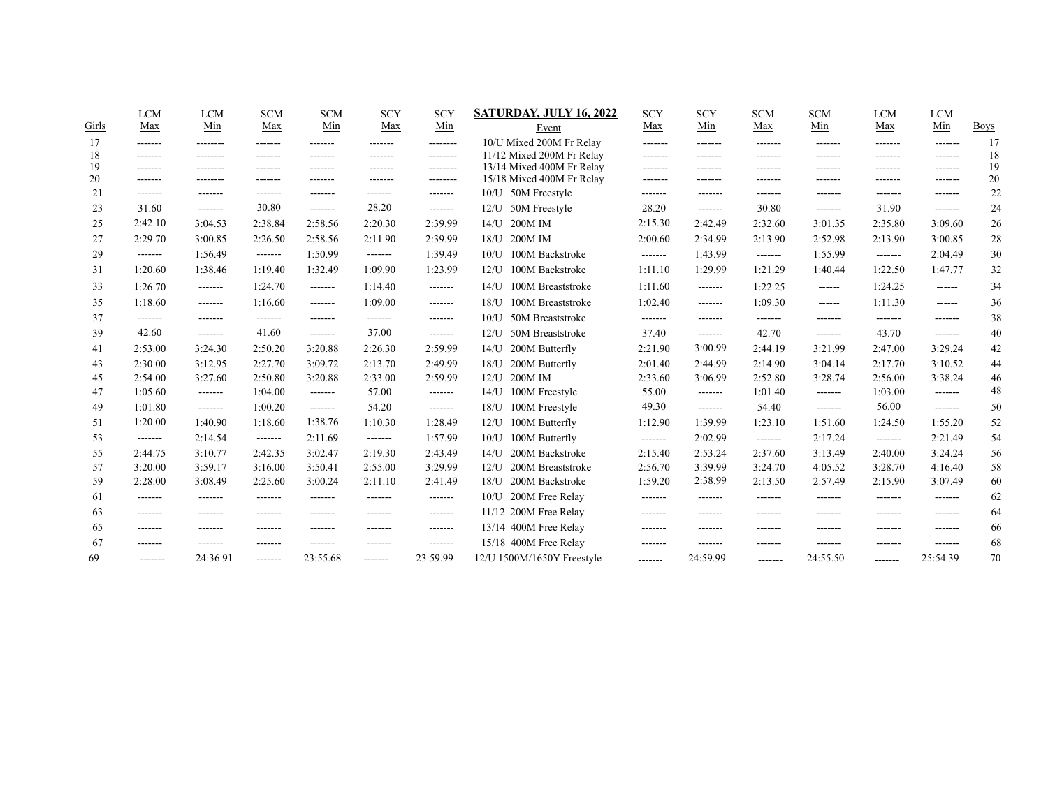| Girls | LCM Max | LCM Min | SCM Max | SCM Min | SCY Max | SCY Min | SATURDAY, JULY 16, 2022 Event | SCY Max | SCY Min | SCM Max | SCM Min | LCM Max | LCM Min | Boys |
|---|---|---|---|---|---|---|---|---|---|---|---|---|---|---|
| 17 | ------- | -------- | ------- | ------- | ------- | -------- | 10/U Mixed 200M Fr Relay | ------- | ------- | ------- | ------- | ------- | ------- | 17 |
| 18 | ------- | -------- | ------- | ------- | ------- | -------- | 11/12 Mixed 200M Fr Relay | ------- | ------- | ------- | ------- | ------- | ------- | 18 |
| 19 | ------- | -------- | ------- | ------- | ------- | -------- | 13/14 Mixed 400M Fr Relay | ------- | ------- | ------- | ------- | ------- | ------- | 19 |
| 20 | ------- | -------- | ------- | ------- | ------- | -------- | 15/18 Mixed 400M Fr Relay | ------- | ------- | ------- | ------- | ------- | ------- | 20 |
| 21 | ------- | ------- | ------- | ------- | ------- | ------- | 10/U 50M Freestyle | ------- | ------- | ------- | ------- | ------- | ------- | 22 |
| 23 | 31.60 | ------- | 30.80 | ------- | 28.20 | ------- | 12/U 50M Freestyle | 28.20 | ------- | 30.80 | ------- | 31.90 | ------- | 24 |
| 25 | 2:42.10 | 3:04.53 | 2:38.84 | 2:58.56 | 2:20.30 | 2:39.99 | 14/U 200M IM | 2:15.30 | 2:42.49 | 2:32.60 | 3:01.35 | 2:35.80 | 3:09.60 | 26 |
| 27 | 2:29.70 | 3:00.85 | 2:26.50 | 2:58.56 | 2:11.90 | 2:39.99 | 18/U 200M IM | 2:00.60 | 2:34.99 | 2:13.90 | 2:52.98 | 2:13.90 | 3:00.85 | 28 |
| 29 | ------- | 1:56.49 | ------- | 1:50.99 | ------- | 1:39.49 | 10/U 100M Backstroke | ------- | 1:43.99 | ------- | 1:55.99 | ------- | 2:04.49 | 30 |
| 31 | 1:20.60 | 1:38.46 | 1:19.40 | 1:32.49 | 1:09.90 | 1:23.99 | 12/U 100M Backstroke | 1:11.10 | 1:29.99 | 1:21.29 | 1:40.44 | 1:22.50 | 1:47.77 | 32 |
| 33 | 1:26.70 | ------- | 1:24.70 | ------- | 1:14.40 | ------- | 14/U 100M Breaststroke | 1:11.60 | ------- | 1:22.25 | ------ | 1:24.25 | ------ | 34 |
| 35 | 1:18.60 | ------- | 1:16.60 | ------- | 1:09.00 | ------- | 18/U 100M Breaststroke | 1:02.40 | ------- | 1:09.30 | ------ | 1:11.30 | ------ | 36 |
| 37 | ------- | ------- | ------- | ------- | ------- | ------- | 10/U 50M Breaststroke | ------- | ------- | ------- | ------- | ------- | ------- | 38 |
| 39 | 42.60 | ------- | 41.60 | ------- | 37.00 | ------- | 12/U 50M Breaststroke | 37.40 | ------- | 42.70 | ------- | 43.70 | ------- | 40 |
| 41 | 2:53.00 | 3:24.30 | 2:50.20 | 3:20.88 | 2:26.30 | 2:59.99 | 14/U 200M Butterfly | 2:21.90 | 3:00.99 | 2:44.19 | 3:21.99 | 2:47.00 | 3:29.24 | 42 |
| 43 | 2:30.00 | 3:12.95 | 2:27.70 | 3:09.72 | 2:13.70 | 2:49.99 | 18/U 200M Butterfly | 2:01.40 | 2:44.99 | 2:14.90 | 3:04.14 | 2:17.70 | 3:10.52 | 44 |
| 45 | 2:54.00 | 3:27.60 | 2:50.80 | 3:20.88 | 2:33.00 | 2:59.99 | 12/U 200M IM | 2:33.60 | 3:06.99 | 2:52.80 | 3:28.74 | 2:56.00 | 3:38.24 | 46 |
| 47 | 1:05.60 | ------- | 1:04.00 | ------- | 57.00 | ------- | 14/U 100M Freestyle | 55.00 | ------- | 1:01.40 | ------- | 1:03.00 | ------- | 48 |
| 49 | 1:01.80 | ------- | 1:00.20 | ------- | 54.20 | ------- | 18/U 100M Freestyle | 49.30 | ------- | 54.40 | ------- | 56.00 | ------- | 50 |
| 51 | 1:20.00 | 1:40.90 | 1:18.60 | 1:38.76 | 1:10.30 | 1:28.49 | 12/U 100M Butterfly | 1:12.90 | 1:39.99 | 1:23.10 | 1:51.60 | 1:24.50 | 1:55.20 | 52 |
| 53 | ------- | 2:14.54 | ------- | 2:11.69 | ------- | 1:57.99 | 10/U 100M Butterfly | ------- | 2:02.99 | ------- | 2:17.24 | ------- | 2:21.49 | 54 |
| 55 | 2:44.75 | 3:10.77 | 2:42.35 | 3:02.47 | 2:19.30 | 2:43.49 | 14/U 200M Backstroke | 2:15.40 | 2:53.24 | 2:37.60 | 3:13.49 | 2:40.00 | 3:24.24 | 56 |
| 57 | 3:20.00 | 3:59.17 | 3:16.00 | 3:50.41 | 2:55.00 | 3:29.99 | 12/U 200M Breaststroke | 2:56.70 | 3:39.99 | 3:24.70 | 4:05.52 | 3:28.70 | 4:16.40 | 58 |
| 59 | 2:28.00 | 3:08.49 | 2:25.60 | 3:00.24 | 2:11.10 | 2:41.49 | 18/U 200M Backstroke | 1:59.20 | 2:38.99 | 2:13.50 | 2:57.49 | 2:15.90 | 3:07.49 | 60 |
| 61 | ------- | ------- | ------- | ------- | ------- | ------- | 10/U 200M Free Relay | ------- | ------- | ------- | ------- | ------- | ------- | 62 |
| 63 | ------- | ------- | ------- | ------- | ------- | ------- | 11/12 200M Free Relay | ------- | ------- | ------- | ------- | ------- | ------- | 64 |
| 65 | ------- | ------- | ------- | ------- | ------- | ------- | 13/14 400M Free Relay | ------- | ------- | ------- | ------- | ------- | ------- | 66 |
| 67 | ------- | ------- | ------- | ------- | ------- | ------- | 15/18 400M Free Relay | ------- | ------- | ------- | ------- | ------- | ------- | 68 |
| 69 | ------- | 24:36.91 | ------- | 23:55.68 | ------- | 23:59.99 | 12/U 1500M/1650Y Freestyle | ------- | 24:59.99 | ------- | 24:55.50 | ------- | 25:54.39 | 70 |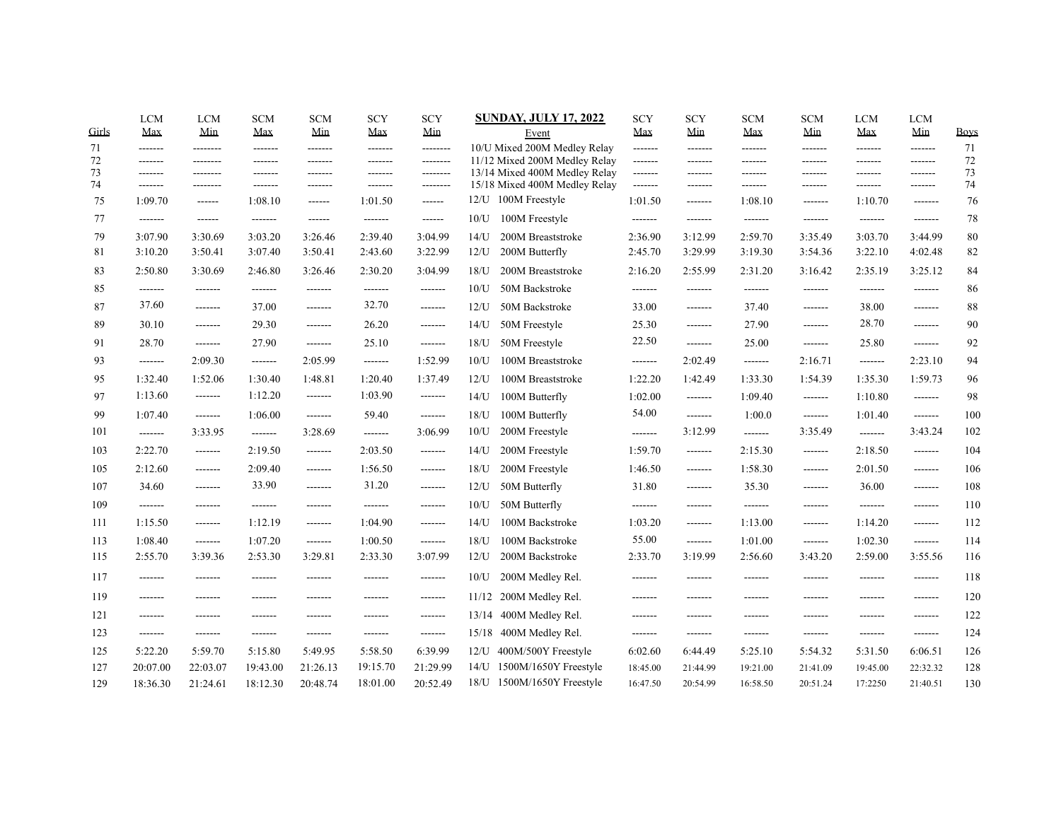| Girls | LCM Max | LCM Min | SCM Max | SCM Min | SCY Max | SCY Min | SUNDAY, JULY 17, 2022 Event | SCY Max | SCY Min | SCM Max | SCM Min | LCM Max | LCM Min | Boys |
|---|---|---|---|---|---|---|---|---|---|---|---|---|---|---|
| 71 | ------- | -------- | ------- | ------- | ------- | -------- | 10/U Mixed 200M Medley Relay | ------- | ------- | ------- | ------- | ------- | ------- | 71 |
| 72 | ------- | -------- | ------- | ------- | ------- | -------- | 11/12 Mixed 200M Medley Relay | ------- | ------- | ------- | ------- | ------- | ------- | 72 |
| 73 | ------- | -------- | ------- | ------- | ------- | -------- | 13/14 Mixed 400M Medley Relay | ------- | ------- | ------- | ------- | ------- | ------- | 73 |
| 74 | ------- | -------- | ------- | ------- | ------- | -------- | 15/18 Mixed 400M Medley Relay | ------- | ------- | ------- | ------- | ------- | ------- | 74 |
| 75 | 1:09.70 | ------ | 1:08.10 | ------ | 1:01.50 | ------ | 12/U 100M Freestyle | 1:01.50 | ------- | 1:08.10 | ------- | 1:10.70 | ------- | 76 |
| 77 | ------- | ------ | ------- | ------ | ------- | ------ | 10/U 100M Freestyle | ------- | ------- | ------- | ------- | ------- | ------- | 78 |
| 79 | 3:07.90 | 3:30.69 | 3:03.20 | 3:26.46 | 2:39.40 | 3:04.99 | 14/U 200M Breaststroke | 2:36.90 | 3:12.99 | 2:59.70 | 3:35.49 | 3:03.70 | 3:44.99 | 80 |
| 81 | 3:10.20 | 3:50.41 | 3:07.40 | 3:50.41 | 2:43.60 | 3:22.99 | 12/U 200M Butterfly | 2:45.70 | 3:29.99 | 3:19.30 | 3:54.36 | 3:22.10 | 4:02.48 | 82 |
| 83 | 2:50.80 | 3:30.69 | 2:46.80 | 3:26.46 | 2:30.20 | 3:04.99 | 18/U 200M Breaststroke | 2:16.20 | 2:55.99 | 2:31.20 | 3:16.42 | 2:35.19 | 3:25.12 | 84 |
| 85 | ------- | ------- | ------- | ------- | ------- | ------- | 10/U 50M Backstroke | ------- | ------- | ------- | ------- | ------- | ------- | 86 |
| 87 | 37.60 | ------- | 37.00 | ------- | 32.70 | ------- | 12/U 50M Backstroke | 33.00 | ------- | 37.40 | ------- | 38.00 | ------- | 88 |
| 89 | 30.10 | ------- | 29.30 | ------- | 26.20 | ------- | 14/U 50M Freestyle | 25.30 | ------- | 27.90 | ------- | 28.70 | ------- | 90 |
| 91 | 28.70 | ------- | 27.90 | ------- | 25.10 | ------- | 18/U 50M Freestyle | 22.50 | ------- | 25.00 | ------- | 25.80 | ------- | 92 |
| 93 | ------- | 2:09.30 | ------- | 2:05.99 | ------- | 1:52.99 | 10/U 100M Breaststroke | ------- | 2:02.49 | ------- | 2:16.71 | ------- | 2:23.10 | 94 |
| 95 | 1:32.40 | 1:52.06 | 1:30.40 | 1:48.81 | 1:20.40 | 1:37.49 | 12/U 100M Breaststroke | 1:22.20 | 1:42.49 | 1:33.30 | 1:54.39 | 1:35.30 | 1:59.73 | 96 |
| 97 | 1:13.60 | ------- | 1:12.20 | ------- | 1:03.90 | ------- | 14/U 100M Butterfly | 1:02.00 | ------- | 1:09.40 | ------- | 1:10.80 | ------- | 98 |
| 99 | 1:07.40 | ------- | 1:06.00 | ------- | 59.40 | ------- | 18/U 100M Butterfly | 54.00 | ------- | 1:00.0 | ------- | 1:01.40 | ------- | 100 |
| 101 | ------- | 3:33.95 | ------- | 3:28.69 | ------- | 3:06.99 | 10/U 200M Freestyle | ------- | 3:12.99 | ------- | 3:35.49 | ------- | 3:43.24 | 102 |
| 103 | 2:22.70 | ------- | 2:19.50 | ------- | 2:03.50 | ------- | 14/U 200M Freestyle | 1:59.70 | ------- | 2:15.30 | ------- | 2:18.50 | ------- | 104 |
| 105 | 2:12.60 | ------- | 2:09.40 | ------- | 1:56.50 | ------- | 18/U 200M Freestyle | 1:46.50 | ------- | 1:58.30 | ------- | 2:01.50 | ------- | 106 |
| 107 | 34.60 | ------- | 33.90 | ------- | 31.20 | ------- | 12/U 50M Butterfly | 31.80 | ------- | 35.30 | ------- | 36.00 | ------- | 108 |
| 109 | ------- | ------- | ------- | ------- | ------- | ------- | 10/U 50M Butterfly | ------- | ------- | ------- | ------- | ------- | ------- | 110 |
| 111 | 1:15.50 | ------- | 1:12.19 | ------- | 1:04.90 | ------- | 14/U 100M Backstroke | 1:03.20 | ------- | 1:13.00 | ------- | 1:14.20 | ------- | 112 |
| 113 | 1:08.40 | ------- | 1:07.20 | ------- | 1:00.50 | ------- | 18/U 100M Backstroke | 55.00 | ------- | 1:01.00 | ------- | 1:02.30 | ------- | 114 |
| 115 | 2:55.70 | 3:39.36 | 2:53.30 | 3:29.81 | 2:33.30 | 3:07.99 | 12/U 200M Backstroke | 2:33.70 | 3:19.99 | 2:56.60 | 3:43.20 | 2:59.00 | 3:55.56 | 116 |
| 117 | ------- | ------- | ------- | ------- | ------- | ------- | 10/U 200M Medley Rel. | ------- | ------- | ------- | ------- | ------- | ------- | 118 |
| 119 | ------- | ------- | ------- | ------- | ------- | ------- | 11/12 200M Medley Rel. | ------- | ------- | ------- | ------- | ------- | ------- | 120 |
| 121 | ------- | ------- | ------- | ------- | ------- | ------- | 13/14 400M Medley Rel. | ------- | ------- | ------- | ------- | ------- | ------- | 122 |
| 123 | ------- | ------- | ------- | ------- | ------- | ------- | 15/18 400M Medley Rel. | ------- | ------- | ------- | ------- | ------- | ------- | 124 |
| 125 | 5:22.20 | 5:59.70 | 5:15.80 | 5:49.95 | 5:58.50 | 6:39.99 | 12/U 400M/500Y Freestyle | 6:02.60 | 6:44.49 | 5:25.10 | 5:54.32 | 5:31.50 | 6:06.51 | 126 |
| 127 | 20:07.00 | 22:03.07 | 19:43.00 | 21:26.13 | 19:15.70 | 21:29.99 | 14/U 1500M/1650Y Freestyle | 18:45.00 | 21:44.99 | 19:21.00 | 21:41.09 | 19:45.00 | 22:32.32 | 128 |
| 129 | 18:36.30 | 21:24.61 | 18:12.30 | 20:48.74 | 18:01.00 | 20:52.49 | 18/U 1500M/1650Y Freestyle | 16:47.50 | 20:54.99 | 16:58.50 | 20:51.24 | 17:2250 | 21:40.51 | 130 |